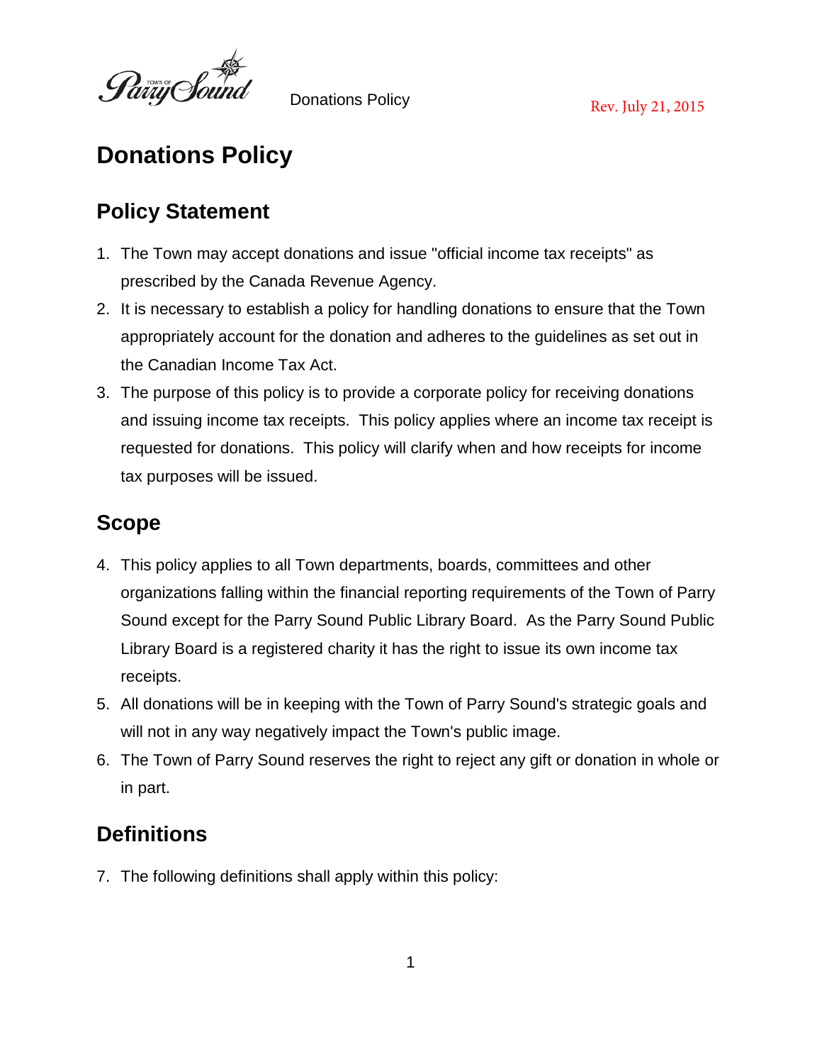# Donations Policy

## Policy Statement

1. The Town may accept donations and issue "official income tax receipts" as prescribed by the Canada Revenue Agency.
2. It is necessary to establish a policy for handling donations to ensure that the Town appropriately account for the donation and adheres to the guidelines as set out in the Canadian Income Tax Act.
3. The purpose of this policy is to provide a corporate policy for receiving donations and issuing income tax receipts. This policy applies where an income tax receipt is requested for donations. This policy will clarify when and how receipts for income tax purposes will be issued.

## Scope

4. This policy applies to all Town departments, boards, committees and other organizations falling within the financial reporting requirements of the Town of Parry Sound except for the Parry Sound Public Library Board. As the Parry Sound Public Library Board is a registered charity it has the right to issue its own income tax receipts.
5. All donations will be in keeping with the Town of Parry Sound's strategic goals and will not in any way negatively impact the Town's public image.
6. The Town of Parry Sound reserves the right to reject any gift or donation in whole or in part.

## Definitions

7. The following definitions shall apply within this policy: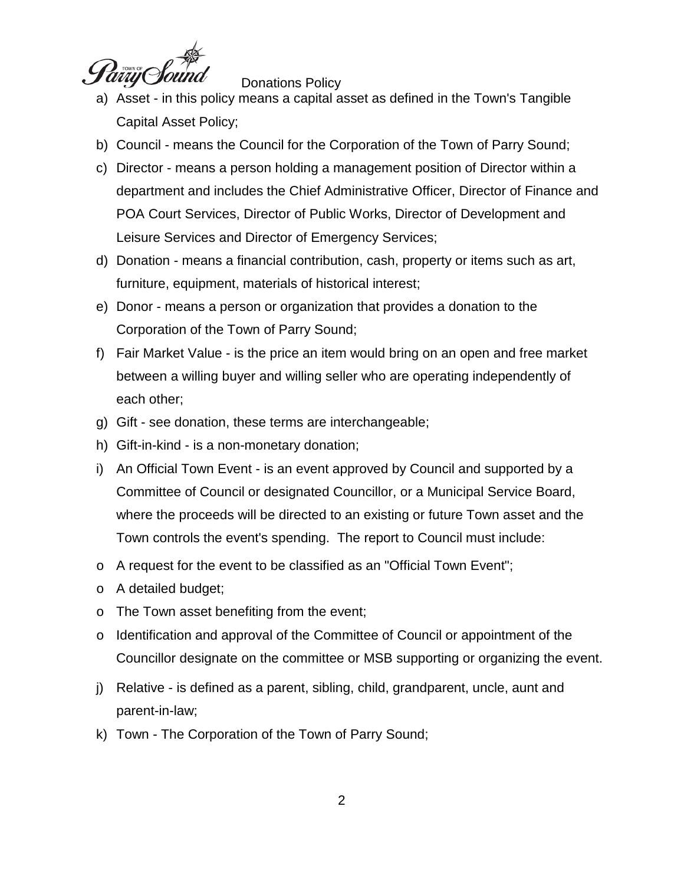a) Asset - in this policy means a capital asset as defined in the Town's Tangible Capital Asset Policy;
b) Council - means the Council for the Corporation of the Town of Parry Sound;
c) Director - means a person holding a management position of Director within a department and includes the Chief Administrative Officer, Director of Finance and POA Court Services, Director of Public Works, Director of Development and Leisure Services and Director of Emergency Services;
d) Donation - means a financial contribution, cash, property or items such as art, furniture, equipment, materials of historical interest;
e) Donor - means a person or organization that provides a donation to the Corporation of the Town of Parry Sound;
f) Fair Market Value - is the price an item would bring on an open and free market between a willing buyer and willing seller who are operating independently of each other;
g) Gift - see donation, these terms are interchangeable;
h) Gift-in-kind - is a non-monetary donation;
i) An Official Town Event - is an event approved by Council and supported by a Committee of Council or designated Councillor, or a Municipal Service Board, where the proceeds will be directed to an existing or future Town asset and the Town controls the event's spending. The report to Council must include:
   - A request for the event to be classified as an "Official Town Event";
   - A detailed budget;
   - The Town asset benefiting from the event;
   - Identification and approval of the Committee of Council or appointment of the Councillor designate on the committee or MSB supporting or organizing the event.
j) Relative - is defined as a parent, sibling, child, grandparent, uncle, aunt and parent-in-law;
k) Town - The Corporation of the Town of Parry Sound;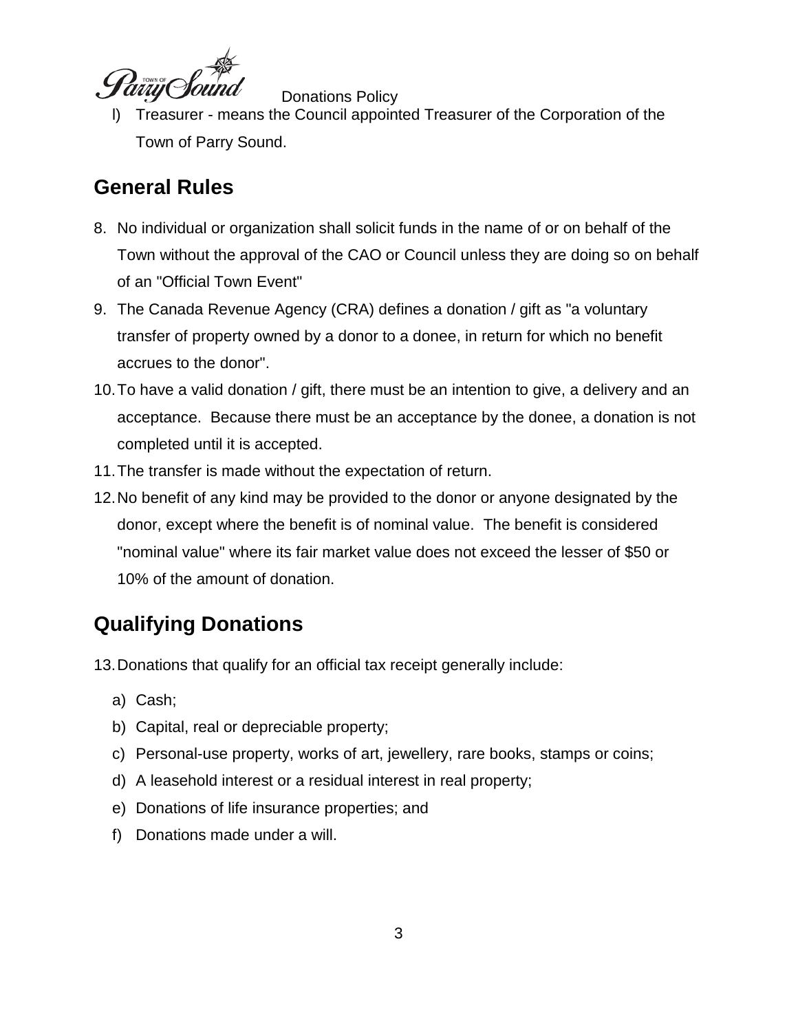l) Treasurer - means the Council appointed Treasurer of the Corporation of the Town of Parry Sound.

## General Rules

8. No individual or organization shall solicit funds in the name of or on behalf of the Town without the approval of the CAO or Council unless they are doing so on behalf of an "Official Town Event"
9. The Canada Revenue Agency (CRA) defines a donation / gift as "a voluntary transfer of property owned by a donor to a donee, in return for which no benefit accrues to the donor".
10. To have a valid donation / gift, there must be an intention to give, a delivery and an acceptance. Because there must be an acceptance by the donee, a donation is not completed until it is accepted.
11. The transfer is made without the expectation of return.
12. No benefit of any kind may be provided to the donor or anyone designated by the donor, except where the benefit is of nominal value. The benefit is considered "nominal value" where its fair market value does not exceed the lesser of $50 or 10% of the amount of donation.

## Qualifying Donations

13. Donations that qualify for an official tax receipt generally include:
    a) Cash;
    b) Capital, real or depreciable property;
    c) Personal-use property, works of art, jewellery, rare books, stamps or coins;
    d) A leasehold interest or a residual interest in real property;
    e) Donations of life insurance properties; and
    f) Donations made under a will.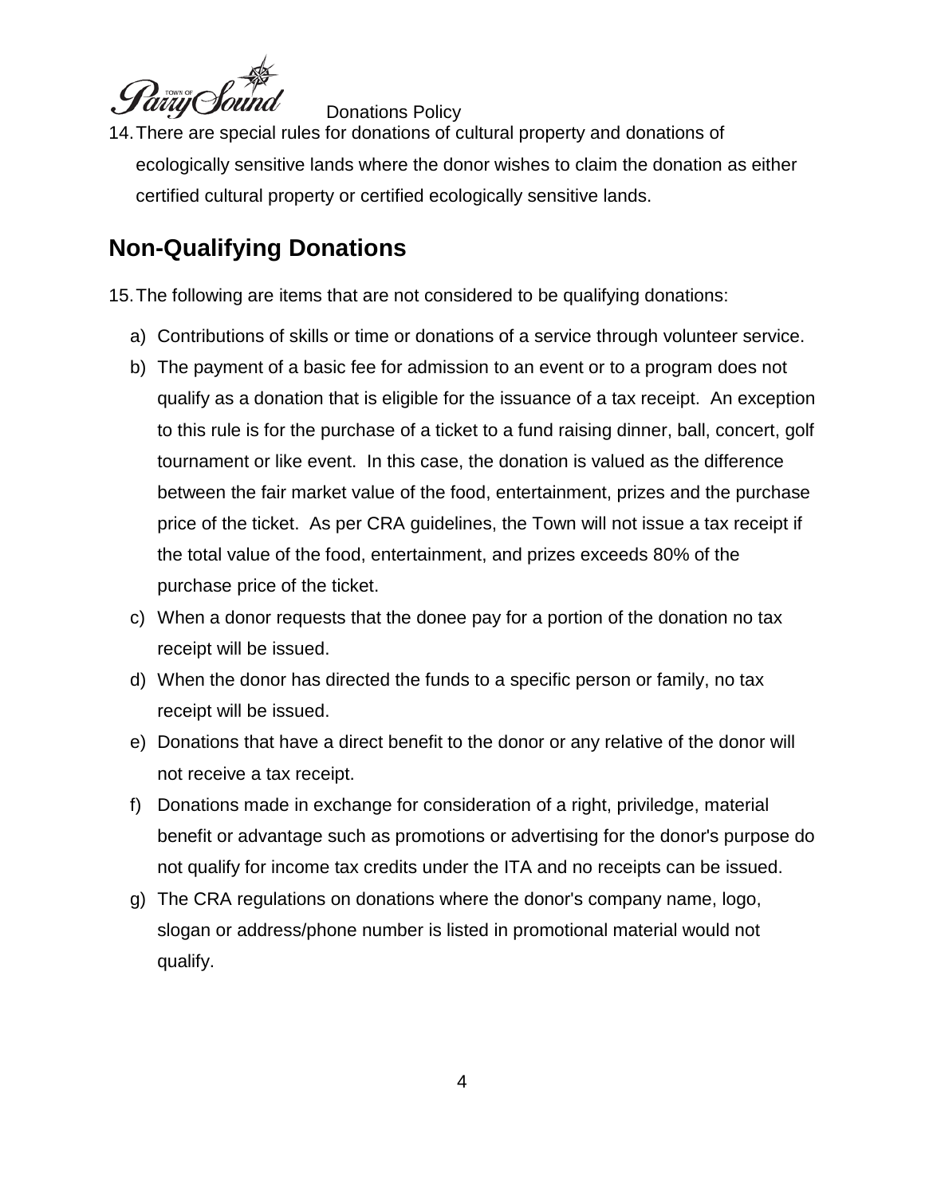14. There are special rules for donations of cultural property and donations of ecologically sensitive lands where the donor wishes to claim the donation as either certified cultural property or certified ecologically sensitive lands.

## Non-Qualifying Donations

15. The following are items that are not considered to be qualifying donations:

   a) Contributions of skills or time or donations of a service through volunteer service.
   b) The payment of a basic fee for admission to an event or to a program does not qualify as a donation that is eligible for the issuance of a tax receipt. An exception to this rule is for the purchase of a ticket to a fund raising dinner, ball, concert, golf tournament or like event. In this case, the donation is valued as the difference between the fair market value of the food, entertainment, prizes and the purchase price of the ticket. As per CRA guidelines, the Town will not issue a tax receipt if the total value of the food, entertainment, and prizes exceeds 80% of the purchase price of the ticket.
   c) When a donor requests that the donee pay for a portion of the donation no tax receipt will be issued.
   d) When the donor has directed the funds to a specific person or family, no tax receipt will be issued.
   e) Donations that have a direct benefit to the donor or any relative of the donor will not receive a tax receipt.
   f) Donations made in exchange for consideration of a right, priviledge, material benefit or advantage such as promotions or advertising for the donor's purpose do not qualify for income tax credits under the ITA and no receipts can be issued.
   g) The CRA regulations on donations where the donor's company name, logo, slogan or address/phone number is listed in promotional material would not qualify.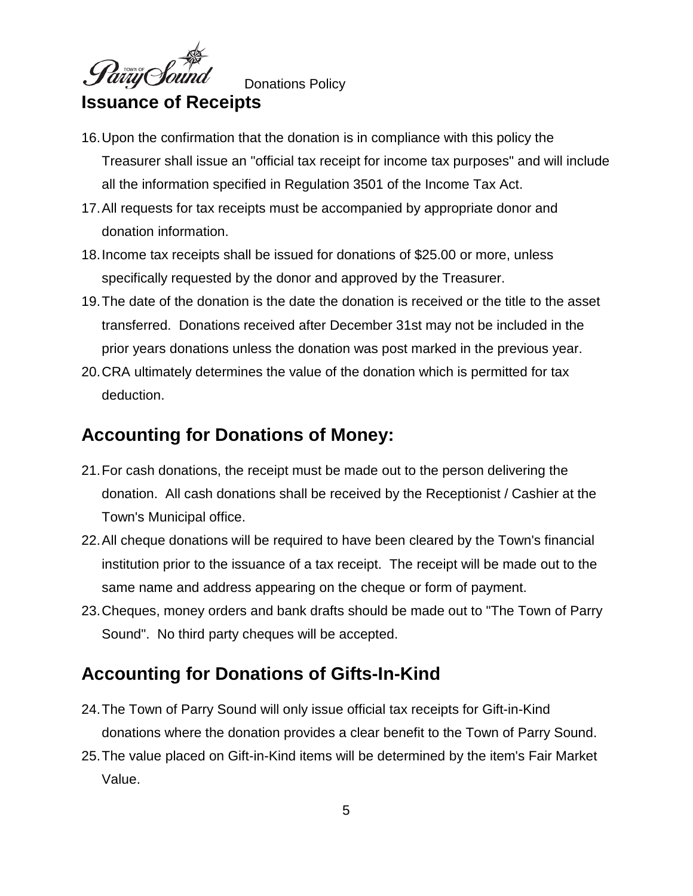## Issuance of Receipts

16. Upon the confirmation that the donation is in compliance with this policy the Treasurer shall issue an "official tax receipt for income tax purposes" and will include all the information specified in Regulation 3501 of the Income Tax Act.
17. All requests for tax receipts must be accompanied by appropriate donor and donation information.
18. Income tax receipts shall be issued for donations of $25.00 or more, unless specifically requested by the donor and approved by the Treasurer.
19. The date of the donation is the date the donation is received or the title to the asset transferred. Donations received after December 31st may not be included in the prior years donations unless the donation was post marked in the previous year.
20. CRA ultimately determines the value of the donation which is permitted for tax deduction.

## Accounting for Donations of Money:

21. For cash donations, the receipt must be made out to the person delivering the donation. All cash donations shall be received by the Receptionist / Cashier at the Town's Municipal office.
22. All cheque donations will be required to have been cleared by the Town's financial institution prior to the issuance of a tax receipt. The receipt will be made out to the same name and address appearing on the cheque or form of payment.
23. Cheques, money orders and bank drafts should be made out to "The Town of Parry Sound". No third party cheques will be accepted.

## Accounting for Donations of Gifts-In-Kind

24. The Town of Parry Sound will only issue official tax receipts for Gift-in-Kind donations where the donation provides a clear benefit to the Town of Parry Sound.
25. The value placed on Gift-in-Kind items will be determined by the item's Fair Market Value.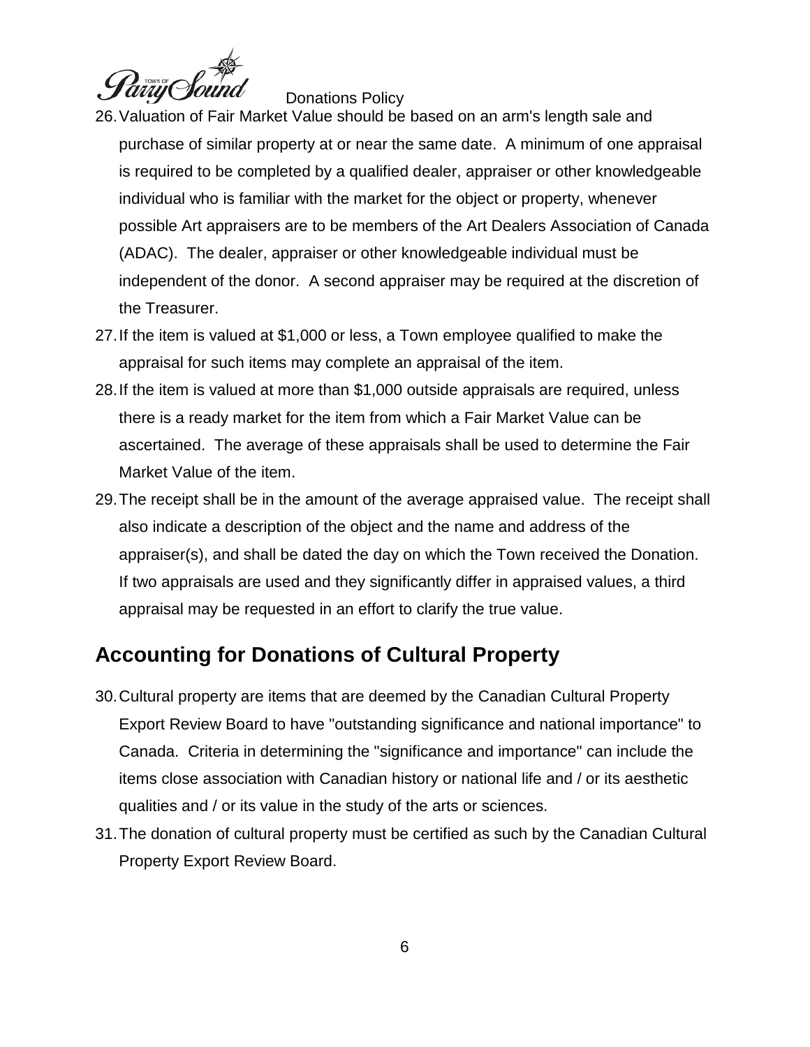26. Valuation of Fair Market Value should be based on an arm's length sale and purchase of similar property at or near the same date. A minimum of one appraisal is required to be completed by a qualified dealer, appraiser or other knowledgeable individual who is familiar with the market for the object or property, whenever possible Art appraisers are to be members of the Art Dealers Association of Canada (ADAC). The dealer, appraiser or other knowledgeable individual must be independent of the donor. A second appraiser may be required at the discretion of the Treasurer.
27. If the item is valued at $1,000 or less, a Town employee qualified to make the appraisal for such items may complete an appraisal of the item.
28. If the item is valued at more than $1,000 outside appraisals are required, unless there is a ready market for the item from which a Fair Market Value can be ascertained. The average of these appraisals shall be used to determine the Fair Market Value of the item.
29. The receipt shall be in the amount of the average appraised value. The receipt shall also indicate a description of the object and the name and address of the appraiser(s), and shall be dated the day on which the Town received the Donation. If two appraisals are used and they significantly differ in appraised values, a third appraisal may be requested in an effort to clarify the true value.

## Accounting for Donations of Cultural Property

30. Cultural property are items that are deemed by the Canadian Cultural Property Export Review Board to have "outstanding significance and national importance" to Canada. Criteria in determining the "significance and importance" can include the items close association with Canadian history or national life and / or its aesthetic qualities and / or its value in the study of the arts or sciences.
31. The donation of cultural property must be certified as such by the Canadian Cultural Property Export Review Board.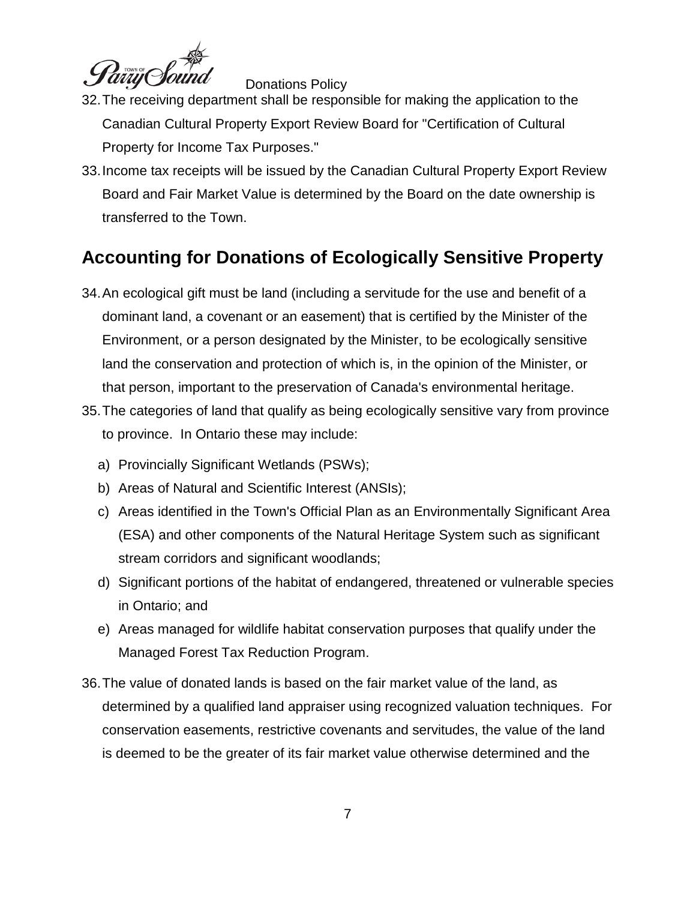32. The receiving department shall be responsible for making the application to the Canadian Cultural Property Export Review Board for "Certification of Cultural Property for Income Tax Purposes."
33. Income tax receipts will be issued by the Canadian Cultural Property Export Review Board and Fair Market Value is determined by the Board on the date ownership is transferred to the Town.

## Accounting for Donations of Ecologically Sensitive Property

34. An ecological gift must be land (including a servitude for the use and benefit of a dominant land, a covenant or an easement) that is certified by the Minister of the Environment, or a person designated by the Minister, to be ecologically sensitive land the conservation and protection of which is, in the opinion of the Minister, or that person, important to the preservation of Canada's environmental heritage.
35. The categories of land that qualify as being ecologically sensitive vary from province to province. In Ontario these may include:
    a) Provincially Significant Wetlands (PSWs);
    b) Areas of Natural and Scientific Interest (ANSIs);
    c) Areas identified in the Town's Official Plan as an Environmentally Significant Area (ESA) and other components of the Natural Heritage System such as significant stream corridors and significant woodlands;
    d) Significant portions of the habitat of endangered, threatened or vulnerable species in Ontario; and
    e) Areas managed for wildlife habitat conservation purposes that qualify under the Managed Forest Tax Reduction Program.
36. The value of donated lands is based on the fair market value of the land, as determined by a qualified land appraiser using recognized valuation techniques. For conservation easements, restrictive covenants and servitudes, the value of the land is deemed to be the greater of its fair market value otherwise determined and the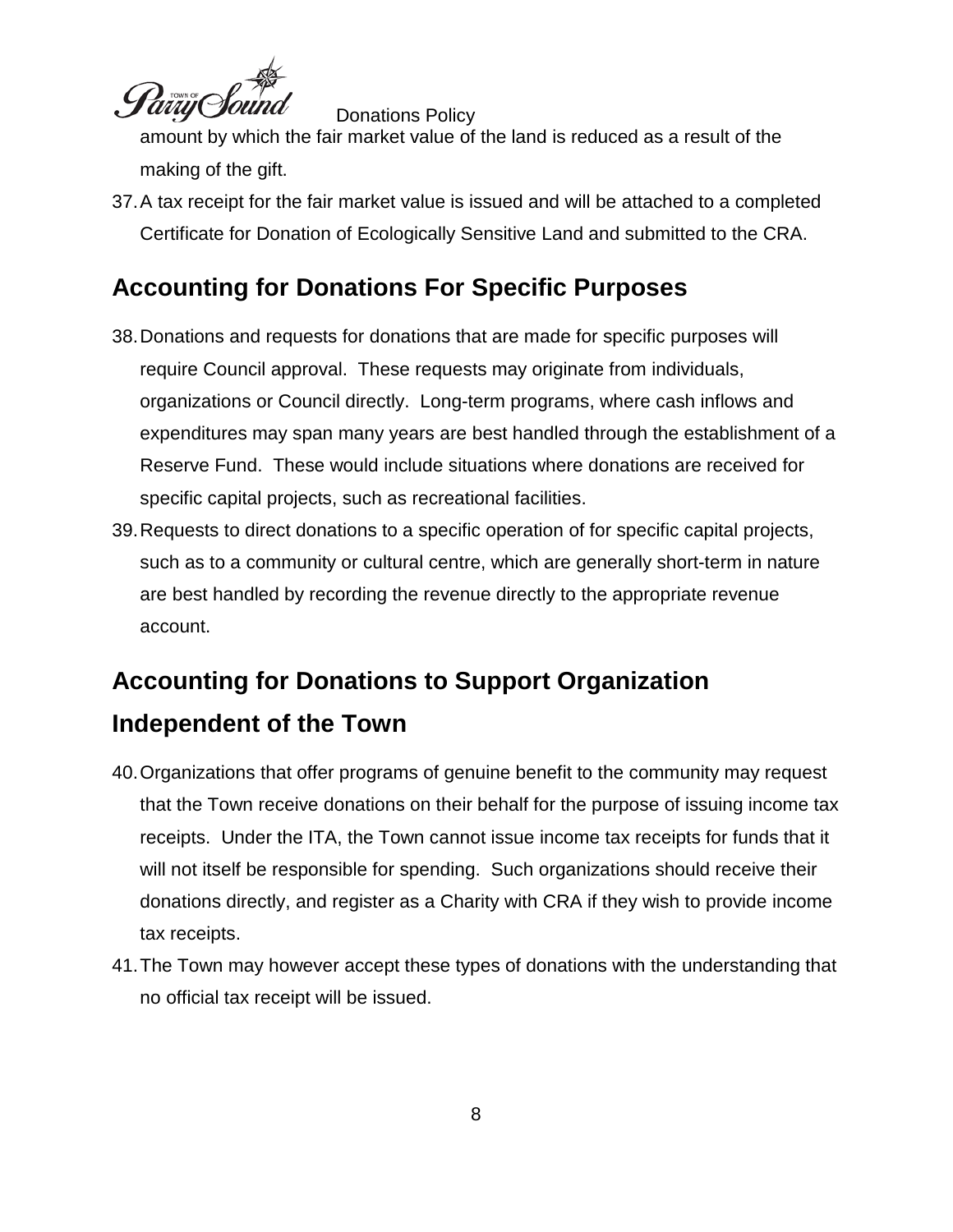amount by which the fair market value of the land is reduced as a result of the making of the gift.

37. A tax receipt for the fair market value is issued and will be attached to a completed Certificate for Donation of Ecologically Sensitive Land and submitted to the CRA.

## Accounting for Donations For Specific Purposes

38. Donations and requests for donations that are made for specific purposes will require Council approval. These requests may originate from individuals, organizations or Council directly. Long-term programs, where cash inflows and expenditures may span many years are best handled through the establishment of a Reserve Fund. These would include situations where donations are received for specific capital projects, such as recreational facilities.

39. Requests to direct donations to a specific operation of for specific capital projects, such as to a community or cultural centre, which are generally short-term in nature are best handled by recording the revenue directly to the appropriate revenue account.

## Accounting for Donations to Support Organization Independent of the Town

40. Organizations that offer programs of genuine benefit to the community may request that the Town receive donations on their behalf for the purpose of issuing income tax receipts. Under the ITA, the Town cannot issue income tax receipts for funds that it will not itself be responsible for spending. Such organizations should receive their donations directly, and register as a Charity with CRA if they wish to provide income tax receipts.

41. The Town may however accept these types of donations with the understanding that no official tax receipt will be issued.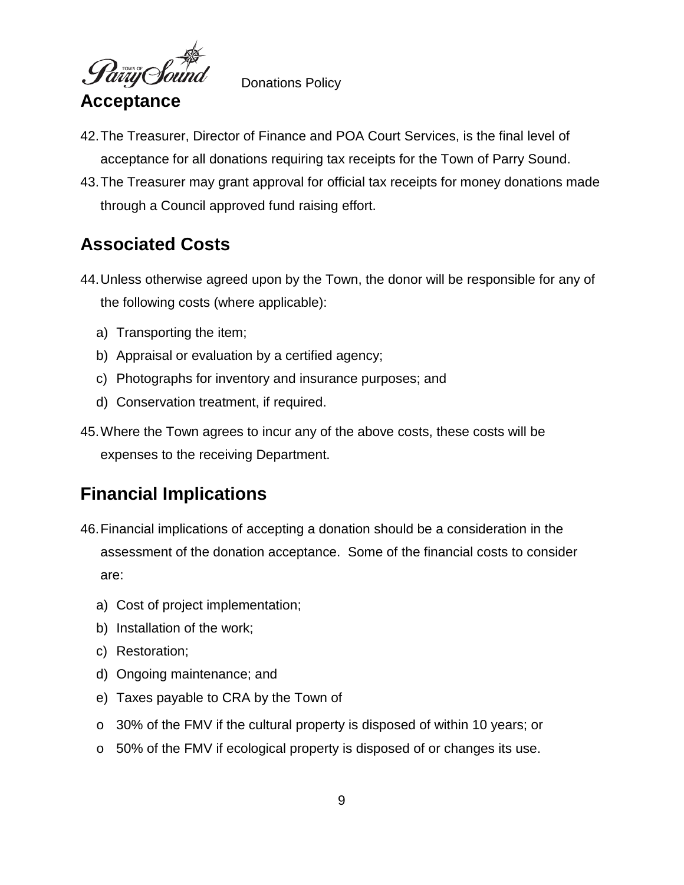## Acceptance

42. The Treasurer, Director of Finance and POA Court Services, is the final level of acceptance for all donations requiring tax receipts for the Town of Parry Sound.
43. The Treasurer may grant approval for official tax receipts for money donations made through a Council approved fund raising effort.

## Associated Costs

44. Unless otherwise agreed upon by the Town, the donor will be responsible for any of the following costs (where applicable):
    a) Transporting the item;
    b) Appraisal or evaluation by a certified agency;
    c) Photographs for inventory and insurance purposes; and
    d) Conservation treatment, if required.
45. Where the Town agrees to incur any of the above costs, these costs will be expenses to the receiving Department.

## Financial Implications

46. Financial implications of accepting a donation should be a consideration in the assessment of the donation acceptance. Some of the financial costs to consider are:
    a) Cost of project implementation;
    b) Installation of the work;
    c) Restoration;
    d) Ongoing maintenance; and
    e) Taxes payable to CRA by the Town of
    - 30% of the FMV if the cultural property is disposed of within 10 years; or
    - 50% of the FMV if ecological property is disposed of or changes its use.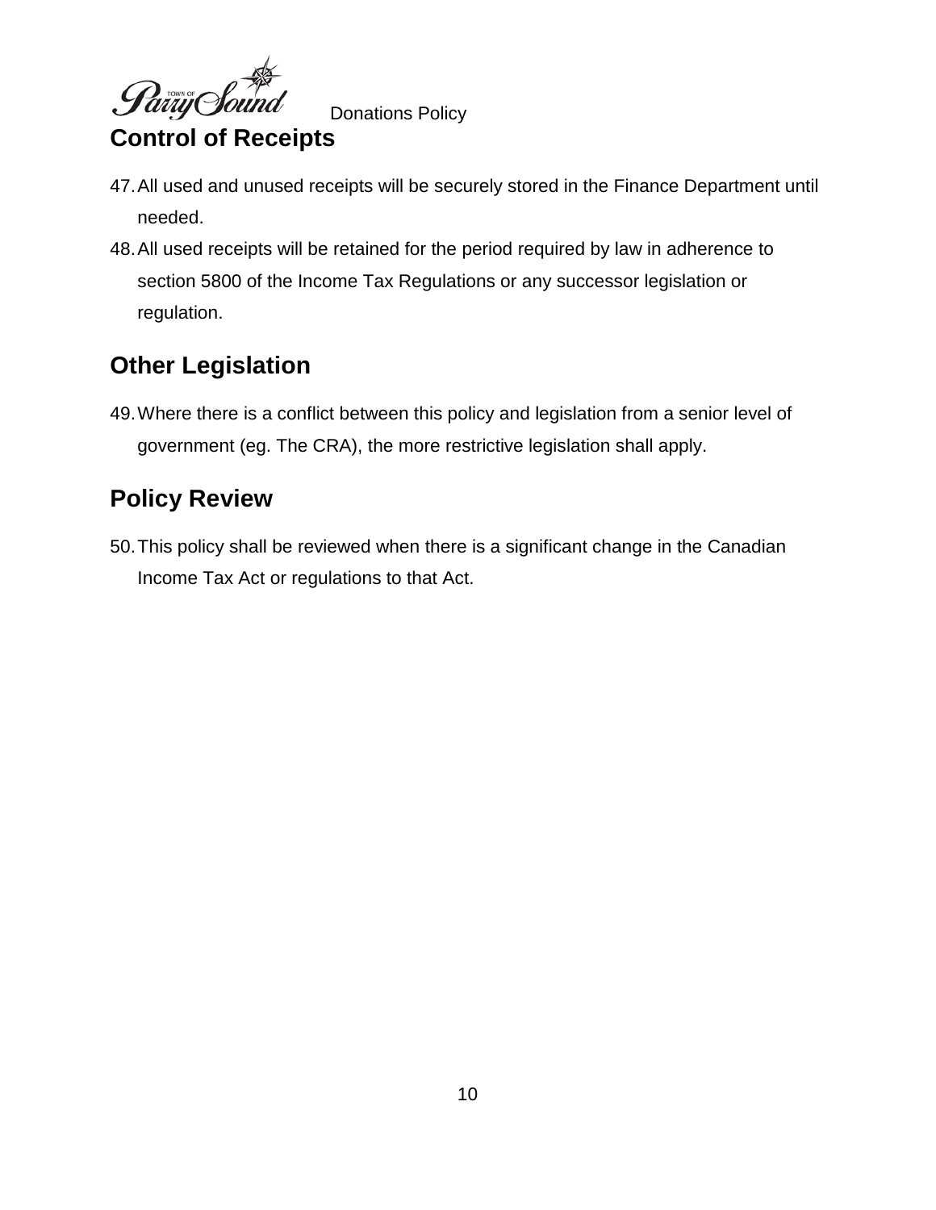## Control of Receipts

47. All used and unused receipts will be securely stored in the Finance Department until needed.
48. All used receipts will be retained for the period required by law in adherence to section 5800 of the Income Tax Regulations or any successor legislation or regulation.

## Other Legislation

49. Where there is a conflict between this policy and legislation from a senior level of government (eg. The CRA), the more restrictive legislation shall apply.

## Policy Review

50. This policy shall be reviewed when there is a significant change in the Canadian Income Tax Act or regulations to that Act.